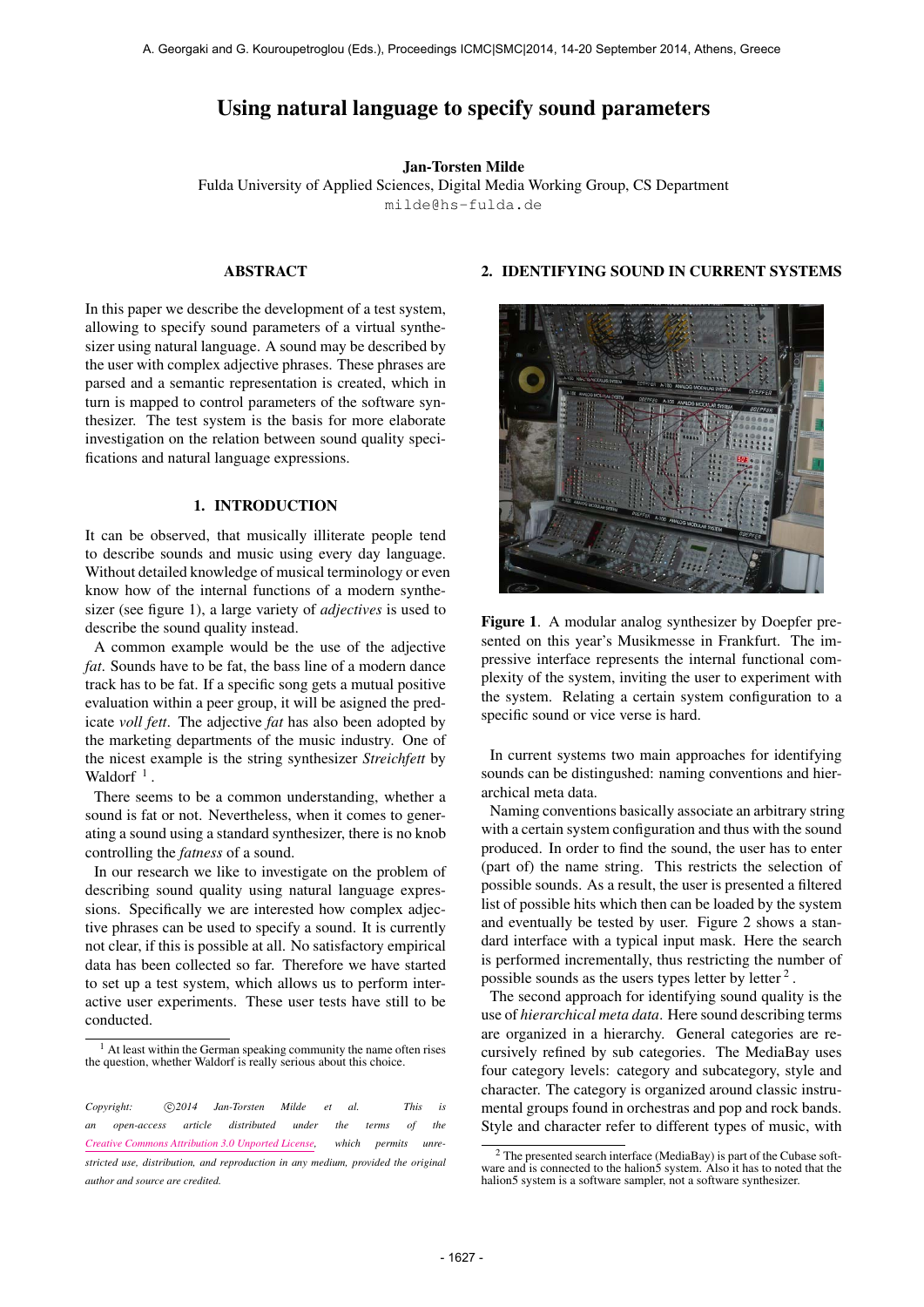# Using natural language to specify sound parameters

**Jan-Torsten Milde**
Fulda University of Applied Sciences, Digital Media Working Group, CS Department
milde@hs-fulda.de

## ABSTRACT

In this paper we describe the development of a test system, allowing to specify sound parameters of a virtual synthesizer using natural language. A sound may be described by the user with complex adjective phrases. These phrases are parsed and a semantic representation is created, which in turn is mapped to control parameters of the software synthesizer. The test system is the basis for more elaborate investigation on the relation between sound quality specifications and natural language expressions.

## 1. INTRODUCTION

It can be observed, that musically illiterate people tend to describe sounds and music using every day language. Without detailed knowledge of musical terminology or even know how of the internal functions of a modern synthesizer (see figure 1), a large variety of *adjectives* is used to describe the sound quality instead.

A common example would be the use of the adjective *fat*. Sounds have to be fat, the bass line of a modern dance track has to be fat. If a specific song gets a mutual positive evaluation within a peer group, it will be asigned the predicate *voll fett*. The adjective *fat* has also been adopted by the marketing departments of the music industry. One of the nicest example is the string synthesizer *Streichfett* by Waldorf [1].

There seems to be a common understanding, whether a sound is fat or not. Nevertheless, when it comes to generating a sound using a standard synthesizer, there is no knob controlling the *fatness* of a sound.

In our research we like to investigate on the problem of describing sound quality using natural language expressions. Specifically we are interested how complex adjective phrases can be used to specify a sound. It is currently not clear, if this is possible at all. No satisfactory empirical data has been collected so far. Therefore we have started to set up a test system, which allows us to perform interactive user experiments. These user tests have still to be conducted.

[1] At least within the German speaking community the name often rises the question, whether Waldorf is really serious about this choice.

*Copyright: ©2014 Jan-Torsten Milde et al. This is an open-access article distributed under the terms of the Creative Commons Attribution 3.0 Unported License, which permits unrestricted use, distribution, and reproduction in any medium, provided the original author and source are credited.*

## 2. IDENTIFYING SOUND IN CURRENT SYSTEMS

**Figure 1**. A modular analog synthesizer by Doepfer presented on this year's Musikmesse in Frankfurt. The impressive interface represents the internal functional complexity of the system, inviting the user to experiment with the system. Relating a certain system configuration to a specific sound or vice verse is hard.

In current systems two main approaches for identifying sounds can be distingushed: naming conventions and hierarchical meta data.

Naming conventions basically associate an arbitrary string with a certain system configuration and thus with the sound produced. In order to find the sound, the user has to enter (part of) the name string. This restricts the selection of possible sounds. As a result, the user is presented a filtered list of possible hits which then can be loaded by the system and eventually be tested by user. Figure 2 shows a standard interface with a typical input mask. Here the search is performed incrementally, thus restricting the number of possible sounds as the users types letter by letter [2].

The second approach for identifying sound quality is the use of *hierarchical meta data*. Here sound describing terms are organized in a hierarchy. General categories are recursively refined by sub categories. The MediaBay uses four category levels: category and subcategory, style and character. The category is organized around classic instrumental groups found in orchestras and pop and rock bands. Style and character refer to different types of music, with

[2] The presented search interface (MediaBay) is part of the Cubase software and is connected to the halion5 system. Also it has to noted that the halion5 system is a software sampler, not a software synthesizer.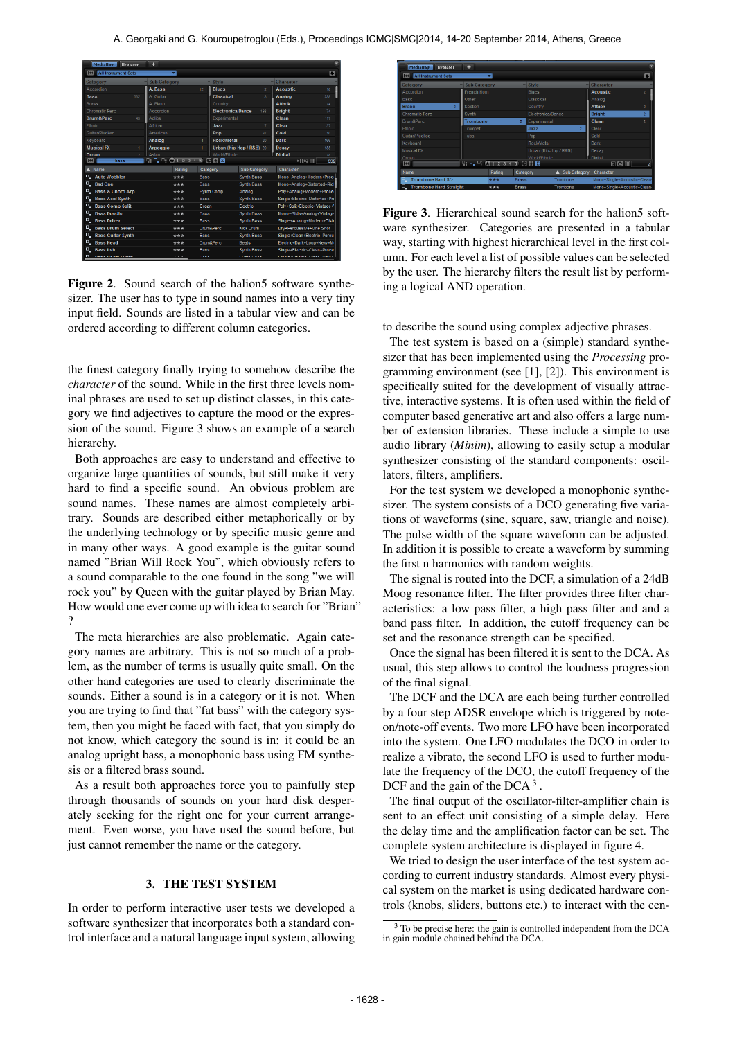**Figure 2**. Sound search of the halion5 software synthesizer. The user has to type in sound names into a very tiny input field. Sounds are listed in a tabular view and can be ordered according to different column categories.

the finest category finally trying to somehow describe the *character* of the sound. While in the first three levels nominal phrases are used to set up distinct classes, in this category we find adjectives to capture the mood or the expression of the sound. Figure 3 shows an example of a search hierarchy.

Both approaches are easy to understand and effective to organize large quantities of sounds, but still make it very hard to find a specific sound. An obvious problem are sound names. These names are almost completely arbitrary. Sounds are described either metaphorically or by the underlying technology or by specific music genre and in many other ways. A good example is the guitar sound named "Brian Will Rock You", which obviously refers to a sound comparable to the one found in the song "we will rock you" by Queen with the guitar played by Brian May. How would one ever come up with idea to search for "Brian" ?

The meta hierarchies are also problematic. Again category names are arbitrary. This is not so much of a problem, as the number of terms is usually quite small. On the other hand categories are used to clearly discriminate the sounds. Either a sound is in a category or it is not. When you are trying to find that "fat bass" with the category system, then you might be faced with fact, that you simply do not know, which category the sound is in: it could be an analog upright bass, a monophonic bass using FM synthesis or a filtered brass sound.

As a result both approaches force you to painfully step through thousands of sounds on your hard disk desperately seeking for the right one for your current arrangement. Even worse, you have used the sound before, but just cannot remember the name or the category.

## 3. THE TEST SYSTEM

In order to perform interactive user tests we developed a software synthesizer that incorporates both a standard control interface and a natural language input system, allowing

**Figure 3**. Hierarchical sound search for the halion5 software synthesizer. Categories are presented in a tabular way, starting with highest hierarchical level in the first column. For each level a list of possible values can be selected by the user. The hierarchy filters the result list by performing a logical AND operation.

to describe the sound using complex adjective phrases.

The test system is based on a (simple) standard synthesizer that has been implemented using the *Processing* programming environment (see [1], [2]). This environment is specifically suited for the development of visually attractive, interactive systems. It is often used within the field of computer based generative art and also offers a large number of extension libraries. These include a simple to use audio library (*Minim*), allowing to easily setup a modular synthesizer consisting of the standard components: oscillators, filters, amplifiers.

For the test system we developed a monophonic synthesizer. The system consists of a DCO generating five variations of waveforms (sine, square, saw, triangle and noise). The pulse width of the square waveform can be adjusted. In addition it is possible to create a waveform by summing the first n harmonics with random weights.

The signal is routed into the DCF, a simulation of a 24dB Moog resonance filter. The filter provides three filter characteristics: a low pass filter, a high pass filter and and a band pass filter. In addition, the cutoff frequency can be set and the resonance strength can be specified.

Once the signal has been filtered it is sent to the DCA. As usual, this step allows to control the loudness progression of the final signal.

The DCF and the DCA are each being further controlled by a four step ADSR envelope which is triggered by note-on/note-off events. Two more LFO have been incorporated into the system. One LFO modulates the DCO in order to realize a vibrato, the second LFO is used to further modulate the frequency of the DCO, the cutoff frequency of the DCF and the gain of the DCA [3].

The final output of the oscillator-filter-amplifier chain is sent to an effect unit consisting of a simple delay. Here the delay time and the amplification factor can be set. The complete system architecture is displayed in figure 4.

We tried to design the user interface of the test system according to current industry standards. Almost every physical system on the market is using dedicated hardware controls (knobs, sliders, buttons etc.) to interact with the cen-

[3] To be precise here: the gain is controlled independent from the DCA in gain module chained behind the DCA.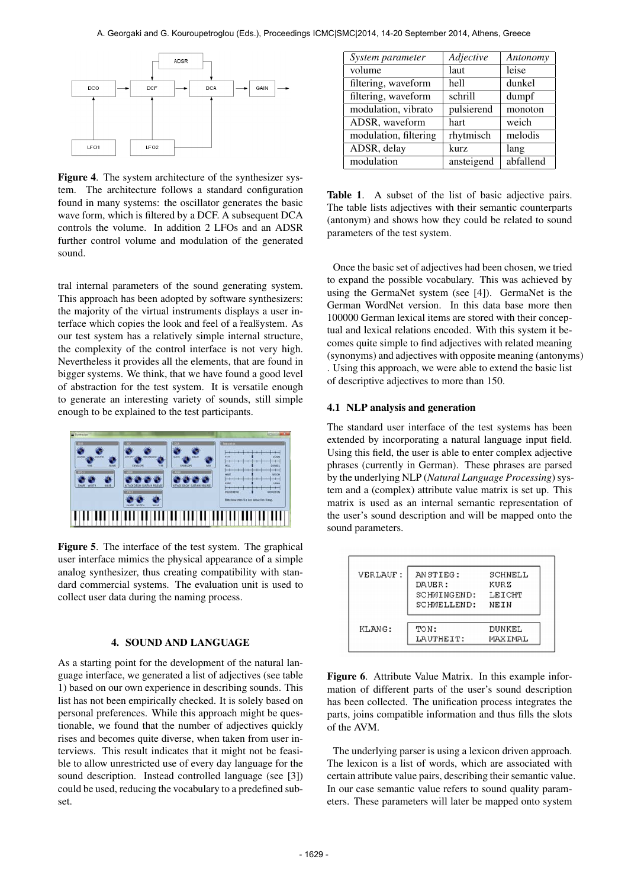**Figure 4**. The system architecture of the synthesizer system. The architecture follows a standard configuration found in many systems: the oscillator generates the basic wave form, which is filtered by a DCF. A subsequent DCA controls the volume. In addition 2 LFOs and an ADSR further control volume and modulation of the generated sound.

tral internal parameters of the sound generating system. This approach has been adopted by software synthesizers: the majority of the virtual instruments displays a user interface which copies the look and feel of a ȓealšystem. As our test system has a relatively simple internal structure, the complexity of the control interface is not very high. Nevertheless it provides all the elements, that are found in bigger systems. We think, that we have found a good level of abstraction for the test system. It is versatile enough to generate an interesting variety of sounds, still simple enough to be explained to the test participants.

**Figure 5**. The interface of the test system. The graphical user interface mimics the physical appearance of a simple analog synthesizer, thus creating compatibility with standard commercial systems. The evaluation unit is used to collect user data during the naming process.

## 4. SOUND AND LANGUAGE

As a starting point for the development of the natural language interface, we generated a list of adjectives (see table 1) based on our own experience in describing sounds. This list has not been empirically checked. It is solely based on personal preferences. While this approach might be questionable, we found that the number of adjectives quickly rises and becomes quite diverse, when taken from user interviews. This result indicates that it might not be feasible to allow unrestricted use of every day language for the sound description. Instead controlled language (see [3]) could be used, reducing the vocabulary to a predefined subset.

| *System parameter* | *Adjective* | *Antonomy* |
|---|---|---|
| volume | laut | leise |
| filtering, waveform | hell | dunkel |
| filtering, waveform | schrill | dumpf |
| modulation, vibrato | pulsierend | monoton |
| ADSR, waveform | hart | weich |
| modulation, filtering | rhytmisch | melodis |
| ADSR, delay | kurz | lang |
| modulation | ansteigend | abfallend |

**Table 1**. A subset of the list of basic adjective pairs. The table lists adjectives with their semantic counterparts (antonym) and shows how they could be related to sound parameters of the test system.

Once the basic set of adjectives had been chosen, we tried to expand the possible vocabulary. This was achieved by using the GermaNet system (see [4]). GermaNet is the German WordNet version. In this data base more then 100000 German lexical items are stored with their conceptual and lexical relations encoded. With this system it becomes quite simple to find adjectives with related meaning (synonyms) and adjectives with opposite meaning (antonyms) . Using this approach, we were able to extend the basic list of descriptive adjectives to more than 150.

### 4.1 NLP analysis and generation

The standard user interface of the test systems has been extended by incorporating a natural language input field. Using this field, the user is able to enter complex adjective phrases (currently in German). These phrases are parsed by the underlying NLP (*Natural Language Processing*) system and a (complex) attribute value matrix is set up. This matrix is used as an internal semantic representation of the user's sound description and will be mapped onto the sound parameters.

| | | |
|---|---|---|
| VERLAUF: | ANSTIEG: | SCHNELL |
| | DAUER: | KURZ |
| | SCHWINGEND: | LEICHT |
| | SCHWELLEND: | NEIN |
| KLANG: | TON: | DUNKEL |
| | LAUTHEIT: | MAXIMAL |

**Figure 6**. Attribute Value Matrix. In this example information of different parts of the user's sound description has been collected. The unification process integrates the parts, joins compatible information and thus fills the slots of the AVM.

The underlying parser is using a lexicon driven approach. The lexicon is a list of words, which are associated with certain attribute value pairs, describing their semantic value. In our case semantic value refers to sound quality parameters. These parameters will later be mapped onto system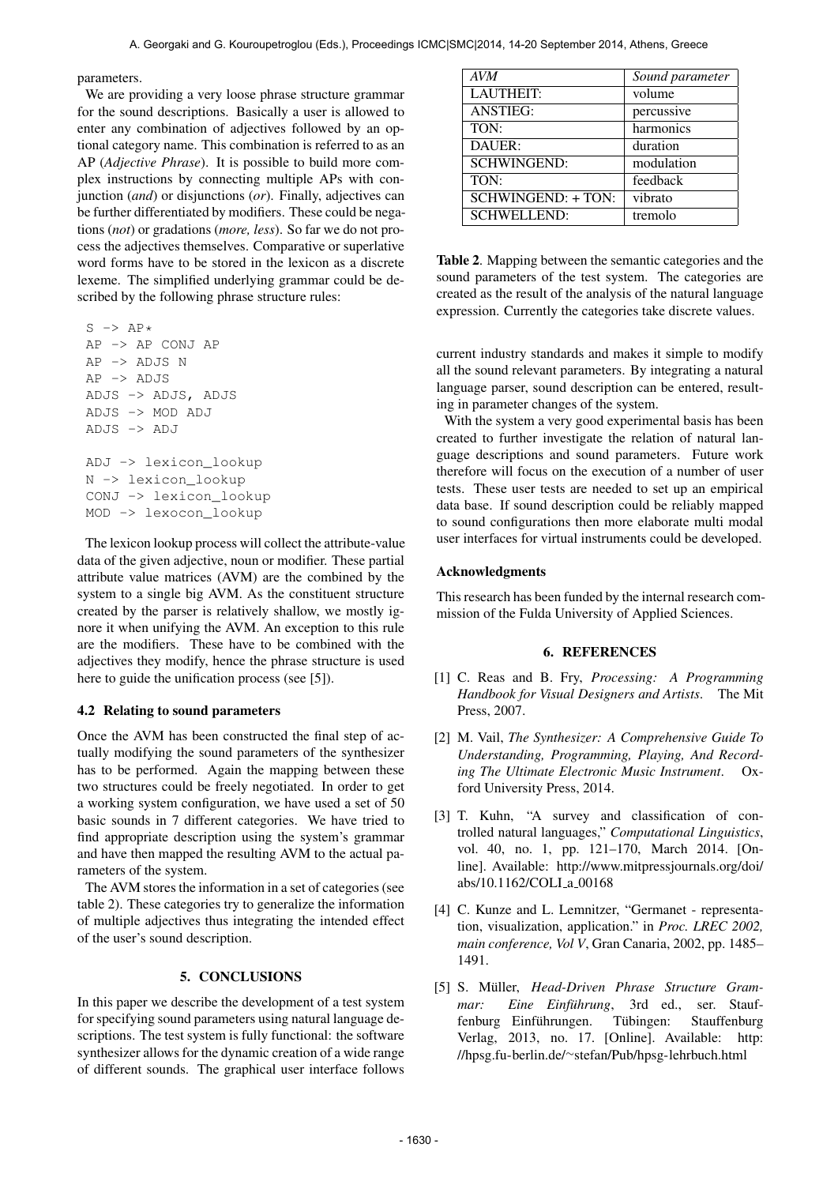parameters.

We are providing a very loose phrase structure grammar for the sound descriptions. Basically a user is allowed to enter any combination of adjectives followed by an optional category name. This combination is referred to as an AP (*Adjective Phrase*). It is possible to build more complex instructions by connecting multiple APs with conjunction (*and*) or disjunctions (*or*). Finally, adjectives can be further differentiated by modifiers. These could be negations (*not*) or gradations (*more, less*). So far we do not process the adjectives themselves. Comparative or superlative word forms have to be stored in the lexicon as a discrete lexeme. The simplified underlying grammar could be described by the following phrase structure rules:

```
S -> AP*
AP -> AP CONJ AP
AP -> ADJS N
AP -> ADJS
ADJS -> ADJS, ADJS
ADJS -> MOD ADJ
ADJS -> ADJ

ADJ -> lexicon_lookup
N -> lexicon_lookup
CONJ -> lexicon_lookup
MOD -> lexocon_lookup
```

The lexicon lookup process will collect the attribute-value data of the given adjective, noun or modifier. These partial attribute value matrices (AVM) are the combined by the system to a single big AVM. As the constituent structure created by the parser is relatively shallow, we mostly ignore it when unifying the AVM. An exception to this rule are the modifiers. These have to be combined with the adjectives they modify, hence the phrase structure is used here to guide the unification process (see [5]).

### 4.2 Relating to sound parameters

Once the AVM has been constructed the final step of actually modifying the sound parameters of the synthesizer has to be performed. Again the mapping between these two structures could be freely negotiated. In order to get a working system configuration, we have used a set of 50 basic sounds in 7 different categories. We have tried to find appropriate description using the system's grammar and have then mapped the resulting AVM to the actual parameters of the system.

The AVM stores the information in a set of categories (see table 2). These categories try to generalize the information of multiple adjectives thus integrating the intended effect of the user's sound description.

| *AVM* | *Sound parameter* |
|---|---|
| LAUTHEIT: | volume |
| ANSTIEG: | percussive |
| TON: | harmonics |
| DAUER: | duration |
| SCHWINGEND: | modulation |
| TON: | feedback |
| SCHWINGEND: + TON: | vibrato |
| SCHWELLEND: | tremolo |

**Table 2**. Mapping between the semantic categories and the sound parameters of the test system. The categories are created as the result of the analysis of the natural language expression. Currently the categories take discrete values.

## 5. CONCLUSIONS

In this paper we describe the development of a test system for specifying sound parameters using natural language descriptions. The test system is fully functional: the software synthesizer allows for the dynamic creation of a wide range of different sounds. The graphical user interface follows current industry standards and makes it simple to modify all the sound relevant parameters. By integrating a natural language parser, sound description can be entered, resulting in parameter changes of the system.

With the system a very good experimental basis has been created to further investigate the relation of natural language descriptions and sound parameters. Future work therefore will focus on the execution of a number of user tests. These user tests are needed to set up an empirical data base. If sound description could be reliably mapped to sound configurations then more elaborate multi modal user interfaces for virtual instruments could be developed.

### Acknowledgments

This research has been funded by the internal research commission of the Fulda University of Applied Sciences.

## 6. REFERENCES

[1] C. Reas and B. Fry, *Processing: A Programming Handbook for Visual Designers and Artists*. The Mit Press, 2007.

[2] M. Vail, *The Synthesizer: A Comprehensive Guide To Understanding, Programming, Playing, And Recording The Ultimate Electronic Music Instrument*. Oxford University Press, 2014.

[3] T. Kuhn, "A survey and classification of controlled natural languages," *Computational Linguistics*, vol. 40, no. 1, pp. 121–170, March 2014. [Online]. Available: http://www.mitpressjournals.org/doi/abs/10.1162/COLI_a_00168

[4] C. Kunze and L. Lemnitzer, "Germanet - representation, visualization, application." in *Proc. LREC 2002, main conference, Vol V*, Gran Canaria, 2002, pp. 1485–1491.

[5] S. Müller, *Head-Driven Phrase Structure Grammar: Eine Einführung*, 3rd ed., ser. Stauffenburg Einführungen. Tübingen: Stauffenburg Verlag, 2013, no. 17. [Online]. Available: http://hpsg.fu-berlin.de/~stefan/Pub/hpsg-lehrbuch.html